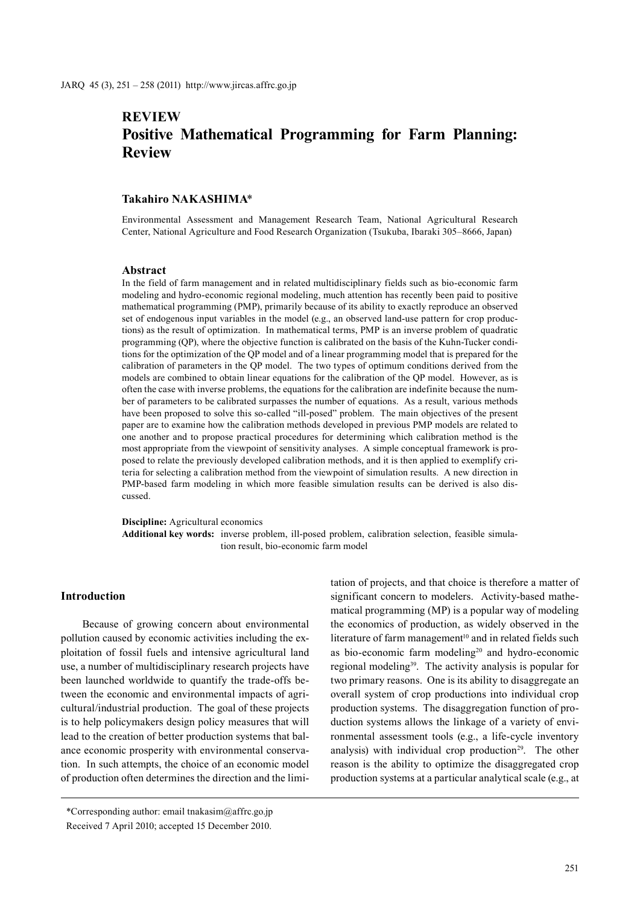# REVIEW
# Positive Mathematical Programming for Farm Planning: Review

**Takahiro NAKASHIMA***

Environmental Assessment and Management Research Team, National Agricultural Research Center, National Agriculture and Food Research Organization (Tsukuba, Ibaraki 305–8666, Japan)

## Abstract

In the field of farm management and in related multidisciplinary fields such as bio-economic farm modeling and hydro-economic regional modeling, much attention has recently been paid to positive mathematical programming (PMP), primarily because of its ability to exactly reproduce an observed set of endogenous input variables in the model (e.g., an observed land-use pattern for crop productions) as the result of optimization. In mathematical terms, PMP is an inverse problem of quadratic programming (QP), where the objective function is calibrated on the basis of the Kuhn-Tucker conditions for the optimization of the QP model and of a linear programming model that is prepared for the calibration of parameters in the QP model. The two types of optimum conditions derived from the models are combined to obtain linear equations for the calibration of the QP model. However, as is often the case with inverse problems, the equations for the calibration are indefinite because the number of parameters to be calibrated surpasses the number of equations. As a result, various methods have been proposed to solve this so-called "ill-posed" problem. The main objectives of the present paper are to examine how the calibration methods developed in previous PMP models are related to one another and to propose practical procedures for determining which calibration method is the most appropriate from the viewpoint of sensitivity analyses. A simple conceptual framework is proposed to relate the previously developed calibration methods, and it is then applied to exemplify criteria for selecting a calibration method from the viewpoint of simulation results. A new direction in PMP-based farm modeling in which more feasible simulation results can be derived is also discussed.

**Discipline:** Agricultural economics
**Additional key words:** inverse problem, ill-posed problem, calibration selection, feasible simulation result, bio-economic farm model

## Introduction

Because of growing concern about environmental pollution caused by economic activities including the exploitation of fossil fuels and intensive agricultural land use, a number of multidisciplinary research projects have been launched worldwide to quantify the trade-offs between the economic and environmental impacts of agricultural/industrial production. The goal of these projects is to help policymakers design policy measures that will lead to the creation of better production systems that balance economic prosperity with environmental conservation. In such attempts, the choice of an economic model of production often determines the direction and the limitation of projects, and that choice is therefore a matter of significant concern to modelers. Activity-based mathematical programming (MP) is a popular way of modeling the economics of production, as widely observed in the literature of farm management[10] and in related fields such as bio-economic farm modeling[20] and hydro-economic regional modeling[39]. The activity analysis is popular for two primary reasons. One is its ability to disaggregate an overall system of crop productions into individual crop production systems. The disaggregation function of production systems allows the linkage of a variety of environmental assessment tools (e.g., a life-cycle inventory analysis) with individual crop production[29]. The other reason is the ability to optimize the disaggregated crop production systems at a particular analytical scale (e.g., at

*Corresponding author: email tnakasim@affrc.go.jp
Received 7 April 2010; accepted 15 December 2010.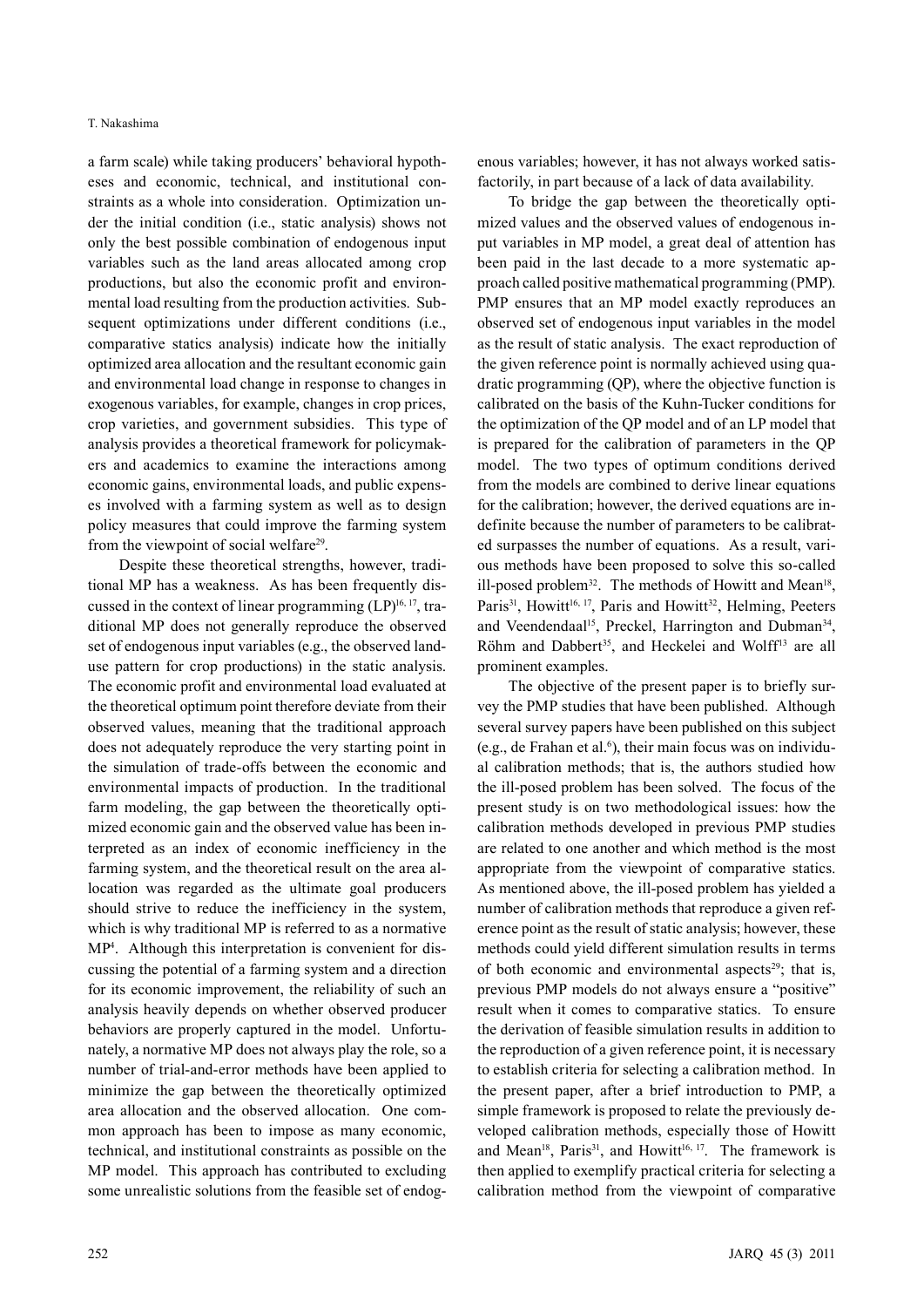a farm scale) while taking producers' behavioral hypotheses and economic, technical, and institutional constraints as a whole into consideration. Optimization under the initial condition (i.e., static analysis) shows not only the best possible combination of endogenous input variables such as the land areas allocated among crop productions, but also the economic profit and environmental load resulting from the production activities. Subsequent optimizations under different conditions (i.e., comparative statics analysis) indicate how the initially optimized area allocation and the resultant economic gain and environmental load change in response to changes in exogenous variables, for example, changes in crop prices, crop varieties, and government subsidies. This type of analysis provides a theoretical framework for policymakers and academics to examine the interactions among economic gains, environmental loads, and public expenses involved with a farming system as well as to design policy measures that could improve the farming system from the viewpoint of social welfare[29].

Despite these theoretical strengths, however, traditional MP has a weakness. As has been frequently discussed in the context of linear programming (LP)[16, 17], traditional MP does not generally reproduce the observed set of endogenous input variables (e.g., the observed land-use pattern for crop productions) in the static analysis. The economic profit and environmental load evaluated at the theoretical optimum point therefore deviate from their observed values, meaning that the traditional approach does not adequately reproduce the very starting point in the simulation of trade-offs between the economic and environmental impacts of production. In the traditional farm modeling, the gap between the theoretically optimized economic gain and the observed value has been interpreted as an index of economic inefficiency in the farming system, and the theoretical result on the area allocation was regarded as the ultimate goal producers should strive to reduce the inefficiency in the system, which is why traditional MP is referred to as a normative MP[4]. Although this interpretation is convenient for discussing the potential of a farming system and a direction for its economic improvement, the reliability of such an analysis heavily depends on whether observed producer behaviors are properly captured in the model. Unfortunately, a normative MP does not always play the role, so a number of trial-and-error methods have been applied to minimize the gap between the theoretically optimized area allocation and the observed allocation. One common approach has been to impose as many economic, technical, and institutional constraints as possible on the MP model. This approach has contributed to excluding some unrealistic solutions from the feasible set of endogenous variables; however, it has not always worked satisfactorily, in part because of a lack of data availability.

To bridge the gap between the theoretically optimized values and the observed values of endogenous input variables in MP model, a great deal of attention has been paid in the last decade to a more systematic approach called positive mathematical programming (PMP). PMP ensures that an MP model exactly reproduces an observed set of endogenous input variables in the model as the result of static analysis. The exact reproduction of the given reference point is normally achieved using quadratic programming (QP), where the objective function is calibrated on the basis of the Kuhn-Tucker conditions for the optimization of the QP model and of an LP model that is prepared for the calibration of parameters in the QP model. The two types of optimum conditions derived from the models are combined to derive linear equations for the calibration; however, the derived equations are indefinite because the number of parameters to be calibrated surpasses the number of equations. As a result, various methods have been proposed to solve this so-called ill-posed problem[32]. The methods of Howitt and Mean[18], Paris[31], Howitt[16, 17], Paris and Howitt[32], Helming, Peeters and Veendendaal[15], Preckel, Harrington and Dubman[34], Röhm and Dabbert[35], and Heckelei and Wolff[13] are all prominent examples.

The objective of the present paper is to briefly survey the PMP studies that have been published. Although several survey papers have been published on this subject (e.g., de Frahan et al.[6]), their main focus was on individual calibration methods; that is, the authors studied how the ill-posed problem has been solved. The focus of the present study is on two methodological issues: how the calibration methods developed in previous PMP studies are related to one another and which method is the most appropriate from the viewpoint of comparative statics. As mentioned above, the ill-posed problem has yielded a number of calibration methods that reproduce a given reference point as the result of static analysis; however, these methods could yield different simulation results in terms of both economic and environmental aspects[29]; that is, previous PMP models do not always ensure a "positive" result when it comes to comparative statics. To ensure the derivation of feasible simulation results in addition to the reproduction of a given reference point, it is necessary to establish criteria for selecting a calibration method. In the present paper, after a brief introduction to PMP, a simple framework is proposed to relate the previously developed calibration methods, especially those of Howitt and Mean[18], Paris[31], and Howitt[16, 17]. The framework is then applied to exemplify practical criteria for selecting a calibration method from the viewpoint of comparative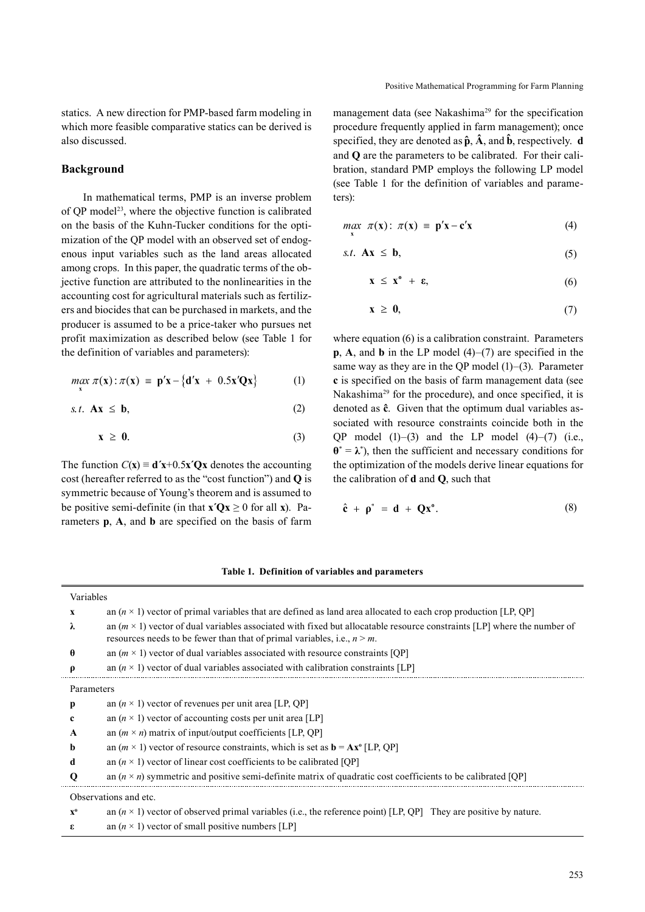statics. A new direction for PMP-based farm modeling in which more feasible comparative statics can be derived is also discussed.

## Background

In mathematical terms, PMP is an inverse problem of QP model[23], where the objective function is calibrated on the basis of the Kuhn-Tucker conditions for the optimization of the QP model with an observed set of endogenous input variables such as the land areas allocated among crops. In this paper, the quadratic terms of the objective function are attributed to the nonlinearities in the accounting cost for agricultural materials such as fertilizers and biocides that can be purchased in markets, and the producer is assumed to be a price-taker who pursues net profit maximization as described below (see Table 1 for the definition of variables and parameters):

$$\max_{\mathbf{x}} \pi(\mathbf{x}) : \pi(\mathbf{x}) \equiv \mathbf{p}'\mathbf{x} - \{\mathbf{d}'\mathbf{x} + 0.5\mathbf{x}'\mathbf{Q}\mathbf{x}\} \tag{1}$$

$$s.t.\ \mathbf{A}\mathbf{x} \leq \mathbf{b}, \tag{2}$$

$$\mathbf{x} \geq \mathbf{0}. \tag{3}$$

The function $C(\mathbf{x}) \equiv \mathbf{d}'\mathbf{x}+0.5\mathbf{x}'\mathbf{Q}\mathbf{x}$ denotes the accounting cost (hereafter referred to as the "cost function") and $\mathbf{Q}$ is symmetric because of Young's theorem and is assumed to be positive semi-definite (in that $\mathbf{x}'\mathbf{Q}\mathbf{x} \geq 0$ for all $\mathbf{x}$). Parameters $\mathbf{p}$, $\mathbf{A}$, and $\mathbf{b}$ are specified on the basis of farm management data (see Nakashima[29] for the specification procedure frequently applied in farm management); once specified, they are denoted as $\hat{\mathbf{p}}$, $\hat{\mathbf{A}}$, and $\hat{\mathbf{b}}$, respectively. $\mathbf{d}$ and $\mathbf{Q}$ are the parameters to be calibrated. For their calibration, standard PMP employs the following LP model (see Table 1 for the definition of variables and parameters):

$$\max_{\mathbf{x}} \pi(\mathbf{x}) : \pi(\mathbf{x}) \equiv \mathbf{p}'\mathbf{x} - \mathbf{c}'\mathbf{x} \tag{4}$$

$$s.t.\ \mathbf{A}\mathbf{x} \leq \mathbf{b}, \tag{5}$$

$$\mathbf{x} \leq \mathbf{x}^{\mathbf{o}} + \boldsymbol{\varepsilon}, \tag{6}$$

$$\mathbf{x} \geq \mathbf{0}, \tag{7}$$

where equation (6) is a calibration constraint. Parameters $\mathbf{p}$, $\mathbf{A}$, and $\mathbf{b}$ in the LP model (4)–(7) are specified in the same way as they are in the QP model (1)–(3). Parameter $\mathbf{c}$ is specified on the basis of farm management data (see Nakashima[29] for the procedure), and once specified, it is denoted as $\hat{\mathbf{c}}$. Given that the optimum dual variables associated with resource constraints coincide both in the QP model (1)–(3) and the LP model (4)–(7) (i.e., $\boldsymbol{\theta}^* = \boldsymbol{\lambda}^*$), then the sufficient and necessary conditions for the optimization of the models derive linear equations for the calibration of $\mathbf{d}$ and $\mathbf{Q}$, such that

$$\hat{\mathbf{c}} + \boldsymbol{\rho}^* = \mathbf{d} + \mathbf{Q}\mathbf{x}^{\mathbf{o}}. \tag{8}$$

**Table 1. Definition of variables and parameters**

| Symbol | Definition |
|---|---|
| *Variables* | |
| $\mathbf{x}$ | an $(n \times 1)$ vector of primal variables that are defined as land area allocated to each crop production [LP, QP] |
| $\boldsymbol{\lambda}$ | an $(m \times 1)$ vector of dual variables associated with fixed but allocatable resource constraints [LP] where the number of resources needs to be fewer than that of primal variables, i.e., $n > m$. |
| $\boldsymbol{\theta}$ | an $(m \times 1)$ vector of dual variables associated with resource constraints [QP] |
| $\boldsymbol{\rho}$ | an $(n \times 1)$ vector of dual variables associated with calibration constraints [LP] |
| *Parameters* | |
| $\mathbf{p}$ | an $(n \times 1)$ vector of revenues per unit area [LP, QP] |
| $\mathbf{c}$ | an $(n \times 1)$ vector of accounting costs per unit area [LP] |
| $\mathbf{A}$ | an $(m \times n)$ matrix of input/output coefficients [LP, QP] |
| $\mathbf{b}$ | an $(m \times 1)$ vector of resource constraints, which is set as $\mathbf{b} = \mathbf{A}\mathbf{x}^{\mathbf{o}}$ [LP, QP] |
| $\mathbf{d}$ | an $(n \times 1)$ vector of linear cost coefficients to be calibrated [QP] |
| $\mathbf{Q}$ | an $(n \times n)$ symmetric and positive semi-definite matrix of quadratic cost coefficients to be calibrated [QP] |
| *Observations and etc.* | |
| $\mathbf{x}^{\mathbf{o}}$ | an $(n \times 1)$ vector of observed primal variables (i.e., the reference point) [LP, QP] They are positive by nature. |
| $\boldsymbol{\varepsilon}$ | an $(n \times 1)$ vector of small positive numbers [LP] |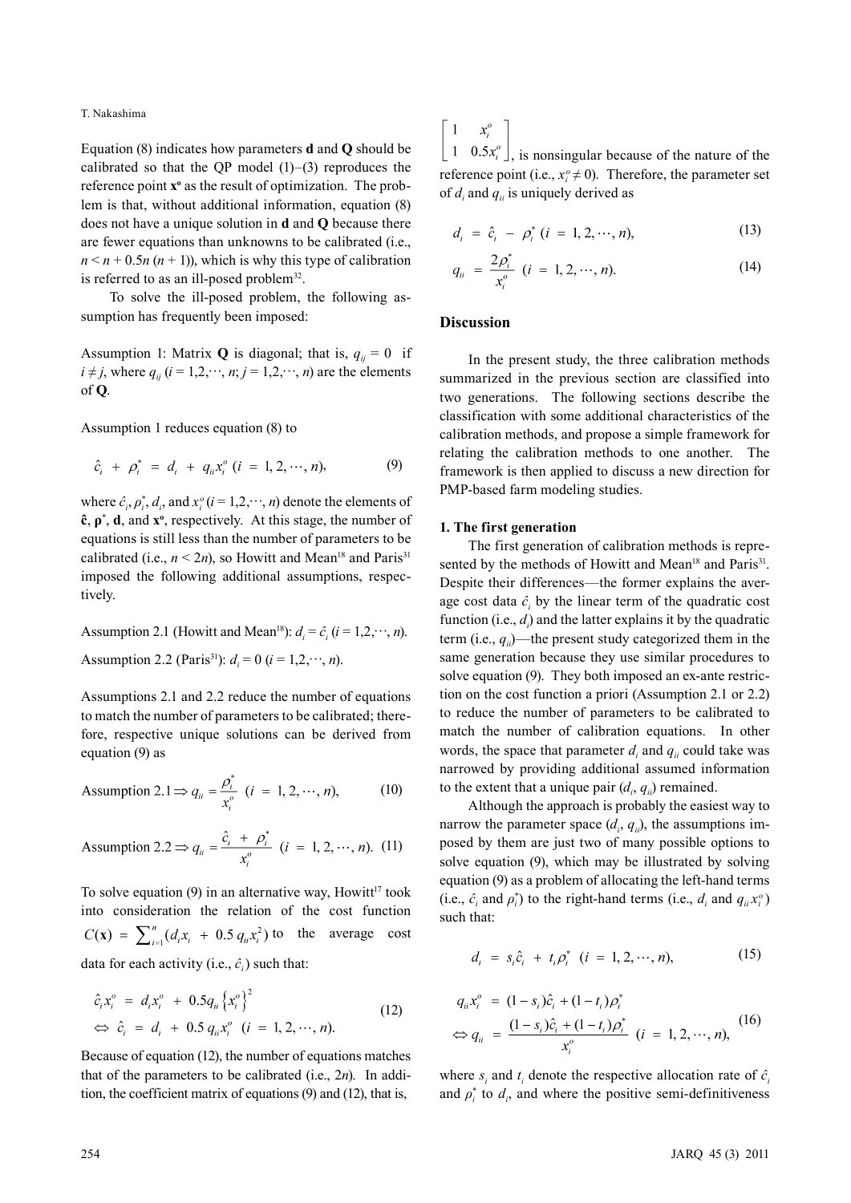Equation (8) indicates how parameters **d** and **Q** should be calibrated so that the QP model (1)–(3) reproduces the reference point $\mathbf{x^o}$ as the result of optimization. The problem is that, without additional information, equation (8) does not have a unique solution in **d** and **Q** because there are fewer equations than unknowns to be calibrated (i.e., $n < n + 0.5n\,(n + 1)$), which is why this type of calibration is referred to as an ill-posed problem[32].

To solve the ill-posed problem, the following assumption has frequently been imposed:

Assumption 1: Matrix **Q** is diagonal; that is, $q_{ij} = 0$ if $i \neq j$, where $q_{ij}$ $(i = 1,2,\cdots, n; j = 1,2,\cdots, n)$ are the elements of **Q**.

Assumption 1 reduces equation (8) to

$$\hat{c}_i + \rho_i^* = d_i + q_{ii} x_i^o \quad (i = 1, 2, \cdots, n), \tag{9}$$

where $\hat{c}_i, \rho_i^*, d_i$, and $x_i^o$ $(i = 1,2,\cdots, n)$ denote the elements of $\hat{\mathbf{c}}$, $\boldsymbol{\rho}^*$, **d**, and $\mathbf{x^o}$, respectively. At this stage, the number of equations is still less than the number of parameters to be calibrated (i.e., $n < 2n$), so Howitt and Mean[18] and Paris[31] imposed the following additional assumptions, respectively.

Assumption 2.1 (Howitt and Mean[18]): $d_i = \hat{c}_i$ $(i = 1,2,\cdots, n)$.

Assumption 2.2 (Paris[31]): $d_i = 0$ $(i = 1,2,\cdots, n)$.

Assumptions 2.1 and 2.2 reduce the number of equations to match the number of parameters to be calibrated; therefore, respective unique solutions can be derived from equation (9) as

$$\text{Assumption 2.1} \Rightarrow q_{ii} = \frac{\rho_i^*}{x_i^o} \quad (i = 1, 2, \cdots, n), \tag{10}$$

$$\text{Assumption 2.2} \Rightarrow q_{ii} = \frac{\hat{c}_i + \rho_i^*}{x_i^o} \quad (i = 1, 2, \cdots, n). \tag{11}$$

To solve equation (9) in an alternative way, Howitt[17] took into consideration the relation of the cost function $C(\mathbf{x}) = \sum_{i=1}^{n} (d_i x_i + 0.5\, q_{ii} x_i^2)$ to the average cost data for each activity (i.e., $\hat{c}_i$) such that:

$$\begin{aligned} \hat{c}_i x_i^o &= d_i x_i^o + 0.5 q_{ii} \left\{ x_i^o \right\}^2 \\ \Leftrightarrow \hat{c}_i &= d_i + 0.5\, q_{ii} x_i^o \quad (i = 1, 2, \cdots, n). \end{aligned} \tag{12}$$

Because of equation (12), the number of equations matches that of the parameters to be calibrated (i.e., $2n$). In addition, the coefficient matrix of equations (9) and (12), that is, $\begin{bmatrix} 1 & x_i^o \\ 1 & 0.5x_i^o \end{bmatrix}$, is nonsingular because of the nature of the reference point (i.e., $x_i^o \neq 0$). Therefore, the parameter set of $d_i$ and $q_{ii}$ is uniquely derived as

$$d_i = \hat{c}_i - \rho_i^* \quad (i = 1, 2, \cdots, n), \tag{13}$$

$$q_{ii} = \frac{2\rho_i^*}{x_i^o} \quad (i = 1, 2, \cdots, n). \tag{14}$$

## Discussion

In the present study, the three calibration methods summarized in the previous section are classified into two generations. The following sections describe the classification with some additional characteristics of the calibration methods, and propose a simple framework for relating the calibration methods to one another. The framework is then applied to discuss a new direction for PMP-based farm modeling studies.

### 1. The first generation

The first generation of calibration methods is represented by the methods of Howitt and Mean[18] and Paris[31]. Despite their differences—the former explains the average cost data $\hat{c}_i$ by the linear term of the quadratic cost function (i.e., $d_i$) and the latter explains it by the quadratic term (i.e., $q_{ii}$)—the present study categorized them in the same generation because they use similar procedures to solve equation (9). They both imposed an ex-ante restriction on the cost function a priori (Assumption 2.1 or 2.2) to reduce the number of parameters to be calibrated to match the number of calibration equations. In other words, the space that parameter $d_i$ and $q_{ii}$ could take was narrowed by providing additional assumed information to the extent that a unique pair $(d_i, q_{ii})$ remained.

Although the approach is probably the easiest way to narrow the parameter space $(d_i, q_{ii})$, the assumptions imposed by them are just two of many possible options to solve equation (9), which may be illustrated by solving equation (9) as a problem of allocating the left-hand terms (i.e., $\hat{c}_i$ and $\rho_i^*$) to the right-hand terms (i.e., $d_i$ and $q_{ii} x_i^o$) such that:

$$d_i = s_i \hat{c}_i + t_i \rho_i^* \quad (i = 1, 2, \cdots, n), \tag{15}$$

$$\begin{aligned} q_{ii} x_i^o &= (1 - s_i)\hat{c}_i + (1 - t_i)\rho_i^* \\ \Leftrightarrow q_{ii} &= \frac{(1 - s_i)\hat{c}_i + (1 - t_i)\rho_i^*}{x_i^o} \quad (i = 1, 2, \cdots, n), \end{aligned} \tag{16}$$

where $s_i$ and $t_i$ denote the respective allocation rate of $\hat{c}_i$ and $\rho_i^*$ to $d_i$, and where the positive semi-definitiveness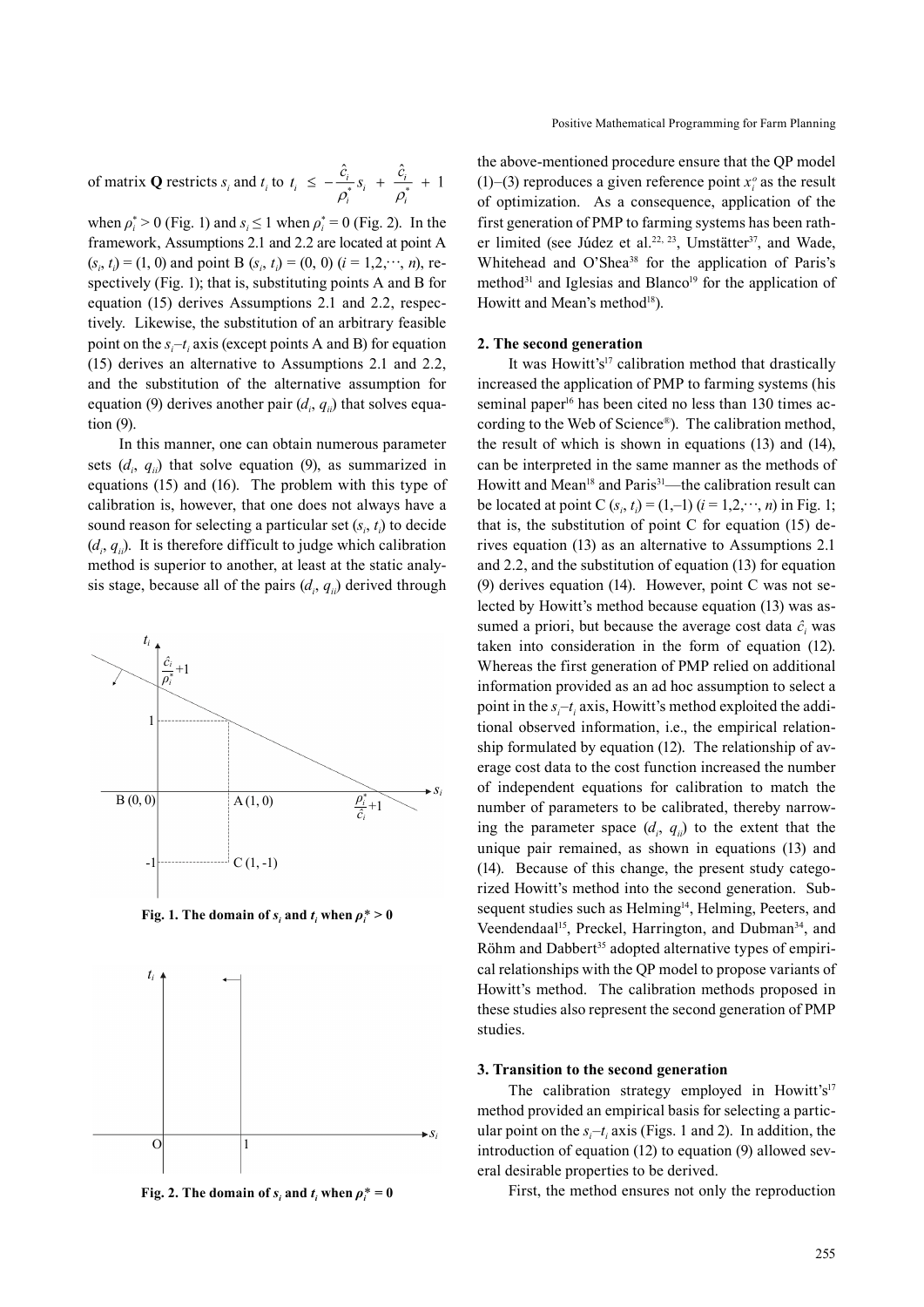of matrix **Q** restricts $s_i$ and $t_i$ to $t_i \le -\frac{\hat{c}_i}{\rho_i^*} s_i + \frac{\hat{c}_i}{\rho_i^*} + 1$ when $\rho_i^* > 0$ (Fig. 1) and $s_i \le 1$ when $\rho_i^* = 0$ (Fig. 2). In the framework, Assumptions 2.1 and 2.2 are located at point A $(s_i, t_i) = (1, 0)$ and point B $(s_i, t_i) = (0, 0)$ $(i = 1,2,\cdots, n)$, respectively (Fig. 1); that is, substituting points A and B for equation (15) derives Assumptions 2.1 and 2.2, respectively. Likewise, the substitution of an arbitrary feasible point on the $s_i$–$t_i$ axis (except points A and B) for equation (15) derives an alternative to Assumptions 2.1 and 2.2, and the substitution of the alternative assumption for equation (9) derives another pair $(d_i, q_{ii})$ that solves equation (9).

In this manner, one can obtain numerous parameter sets $(d_i, q_{ii})$ that solve equation (9), as summarized in equations (15) and (16). The problem with this type of calibration is, however, that one does not always have a sound reason for selecting a particular set $(s_i, t_i)$ to decide $(d_i, q_{ii})$. It is therefore difficult to judge which calibration method is superior to another, at least at the static analysis stage, because all of the pairs $(d_i, q_{ii})$ derived through the above-mentioned procedure ensure that the QP model (1)–(3) reproduces a given reference point $x_i^o$ as the result of optimization. As a consequence, application of the first generation of PMP to farming systems has been rather limited (see Júdez et al.[22, 23], Umstätter[37], and Wade, Whitehead and O'Shea[38] for the application of Paris's method[31] and Iglesias and Blanco[19] for the application of Howitt and Mean's method[18]).

**Fig. 1. The domain of $s_i$ and $t_i$ when $\rho_i^* > 0$**

**Fig. 2. The domain of $s_i$ and $t_i$ when $\rho_i^* = 0$**

## 2. The second generation

It was Howitt's[17] calibration method that drastically increased the application of PMP to farming systems (his seminal paper[16] has been cited no less than 130 times according to the Web of Science®). The calibration method, the result of which is shown in equations (13) and (14), can be interpreted in the same manner as the methods of Howitt and Mean[18] and Paris[31]—the calibration result can be located at point C $(s_i, t_i) = (1,-1)$ $(i = 1,2,\cdots, n)$ in Fig. 1; that is, the substitution of point C for equation (15) derives equation (13) as an alternative to Assumptions 2.1 and 2.2, and the substitution of equation (13) for equation (9) derives equation (14). However, point C was not selected by Howitt's method because equation (13) was assumed a priori, but because the average cost data $\hat{c}_i$ was taken into consideration in the form of equation (12). Whereas the first generation of PMP relied on additional information provided as an ad hoc assumption to select a point in the $s_i$–$t_i$ axis, Howitt's method exploited the additional observed information, i.e., the empirical relationship formulated by equation (12). The relationship of average cost data to the cost function increased the number of independent equations for calibration to match the number of parameters to be calibrated, thereby narrowing the parameter space $(d_i, q_{ii})$ to the extent that the unique pair remained, as shown in equations (13) and (14). Because of this change, the present study categorized Howitt's method into the second generation. Subsequent studies such as Helming[14], Helming, Peeters, and Veendendaal[15], Preckel, Harrington, and Dubman[34], and Röhm and Dabbert[35] adopted alternative types of empirical relationships with the QP model to propose variants of Howitt's method. The calibration methods proposed in these studies also represent the second generation of PMP studies.

## 3. Transition to the second generation

The calibration strategy employed in Howitt's[17] method provided an empirical basis for selecting a particular point on the $s_i$–$t_i$ axis (Figs. 1 and 2). In addition, the introduction of equation (12) to equation (9) allowed several desirable properties to be derived.

First, the method ensures not only the reproduction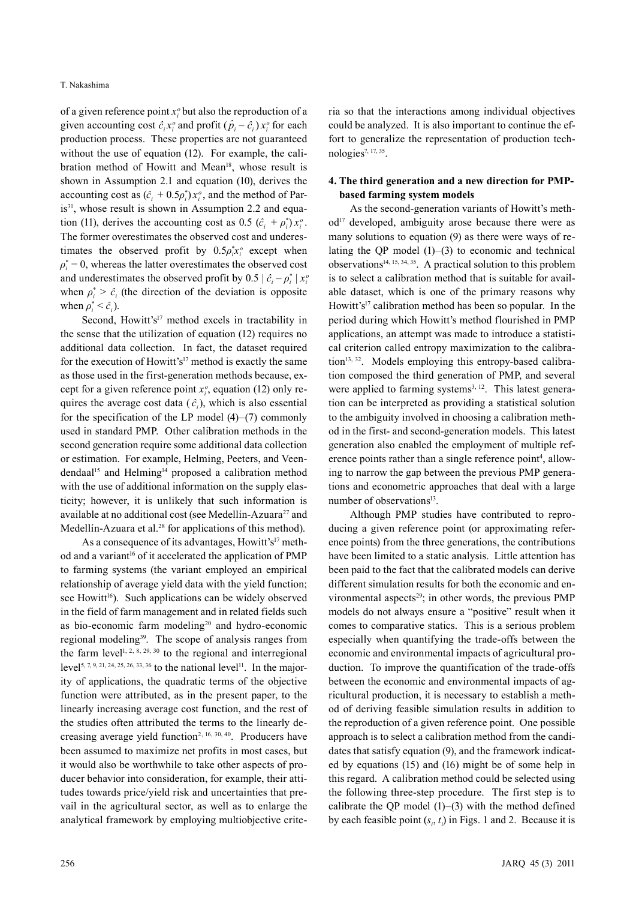of a given reference point $x_i^o$ but also the reproduction of a given accounting cost $\hat{c}_i x_i^o$ and profit $(\hat{p}_i - \hat{c}_i) x_i^o$ for each production process. These properties are not guaranteed without the use of equation (12). For example, the calibration method of Howitt and Mean[18], whose result is shown in Assumption 2.1 and equation (10), derives the accounting cost as $(\hat{c}_i + 0.5\rho_i^*) x_i^o$, and the method of Paris[31], whose result is shown in Assumption 2.2 and equation (11), derives the accounting cost as $0.5 (\hat{c}_i + \rho_i^*) x_i^o$. The former overestimates the observed cost and underestimates the observed profit by $0.5\rho_i^* x_i^o$ except when $\rho_i^* = 0$, whereas the latter overestimates the observed cost and underestimates the observed profit by $0.5 \mid \hat{c}_i - \rho_i^* \mid x_i^o$ when $\rho_i^* > \hat{c}_i$ (the direction of the deviation is opposite when $\rho_i^* < \hat{c}_i$).

Second, Howitt's[17] method excels in tractability in the sense that the utilization of equation (12) requires no additional data collection. In fact, the dataset required for the execution of Howitt's[17] method is exactly the same as those used in the first-generation methods because, except for a given reference point $x_i^o$, equation (12) only requires the average cost data ($\hat{c}_i$), which is also essential for the specification of the LP model (4)–(7) commonly used in standard PMP. Other calibration methods in the second generation require some additional data collection or estimation. For example, Helming, Peeters, and Veendendaal[15] and Helming[14] proposed a calibration method with the use of additional information on the supply elasticity; however, it is unlikely that such information is available at no additional cost (see Medellín-Azuara[27] and Medellín-Azuara et al.[28] for applications of this method).

As a consequence of its advantages, Howitt's[17] method and a variant[16] of it accelerated the application of PMP to farming systems (the variant employed an empirical relationship of average yield data with the yield function; see Howitt[16]). Such applications can be widely observed in the field of farm management and in related fields such as bio-economic farm modeling[20] and hydro-economic regional modeling[39]. The scope of analysis ranges from the farm level[1, 2, 8, 29, 30] to the regional and interregional level[5, 7, 9, 21, 24, 25, 26, 33, 36] to the national level[11]. In the majority of applications, the quadratic terms of the objective function were attributed, as in the present paper, to the linearly increasing average cost function, and the rest of the studies often attributed the terms to the linearly decreasing average yield function[2, 16, 30, 40]. Producers have been assumed to maximize net profits in most cases, but it would also be worthwhile to take other aspects of producer behavior into consideration, for example, their attitudes towards price/yield risk and uncertainties that prevail in the agricultural sector, as well as to enlarge the analytical framework by employing multiobjective criteria so that the interactions among individual objectives could be analyzed. It is also important to continue the effort to generalize the representation of production technologies[7, 17, 35].

## 4. The third generation and a new direction for PMP-based farming system models

As the second-generation variants of Howitt's method[17] developed, ambiguity arose because there were as many solutions to equation (9) as there were ways of relating the QP model (1)–(3) to economic and technical observations[14, 15, 34, 35]. A practical solution to this problem is to select a calibration method that is suitable for available dataset, which is one of the primary reasons why Howitt's[17] calibration method has been so popular. In the period during which Howitt's method flourished in PMP applications, an attempt was made to introduce a statistical criterion called entropy maximization to the calibration[13, 32]. Models employing this entropy-based calibration composed the third generation of PMP, and several were applied to farming systems[3, 12]. This latest generation can be interpreted as providing a statistical solution to the ambiguity involved in choosing a calibration method in the first- and second-generation models. This latest generation also enabled the employment of multiple reference points rather than a single reference point[4], allowing to narrow the gap between the previous PMP generations and econometric approaches that deal with a large number of observations[13].

Although PMP studies have contributed to reproducing a given reference point (or approximating reference points) from the three generations, the contributions have been limited to a static analysis. Little attention has been paid to the fact that the calibrated models can derive different simulation results for both the economic and environmental aspects[29]; in other words, the previous PMP models do not always ensure a "positive" result when it comes to comparative statics. This is a serious problem especially when quantifying the trade-offs between the economic and environmental impacts of agricultural production. To improve the quantification of the trade-offs between the economic and environmental impacts of agricultural production, it is necessary to establish a method of deriving feasible simulation results in addition to the reproduction of a given reference point. One possible approach is to select a calibration method from the candidates that satisfy equation (9), and the framework indicated by equations (15) and (16) might be of some help in this regard. A calibration method could be selected using the following three-step procedure. The first step is to calibrate the QP model (1)–(3) with the method defined by each feasible point $(s_i, t_i)$ in Figs. 1 and 2. Because it is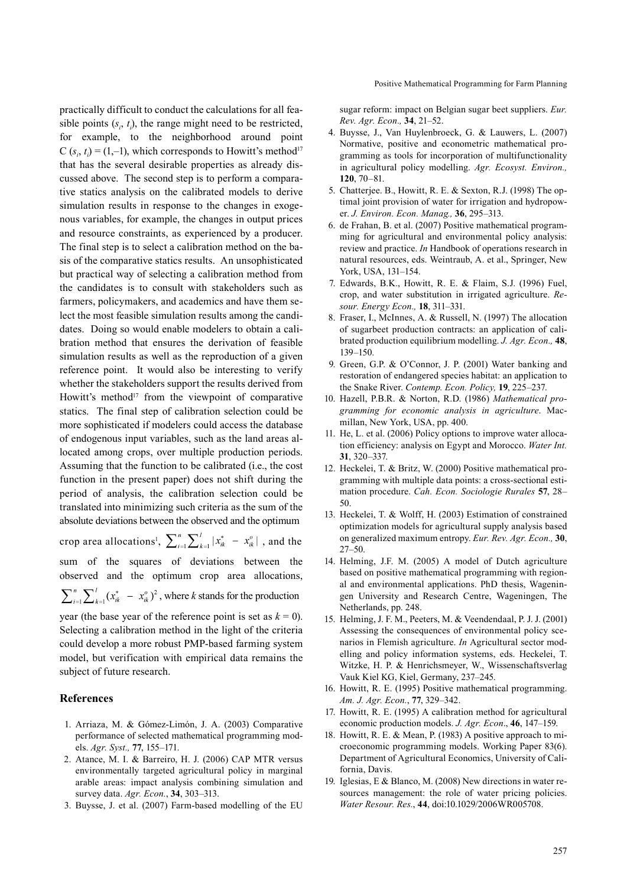practically difficult to conduct the calculations for all feasible points ($s_i$, $t_i$), the range might need to be restricted, for example, to the neighborhood around point C ($s_i$, $t_i$) = (1,–1), which corresponds to Howitt's method[17] that has the several desirable properties as already discussed above. The second step is to perform a comparative statics analysis on the calibrated models to derive simulation results in response to the changes in exogenous variables, for example, the changes in output prices and resource constraints, as experienced by a producer. The final step is to select a calibration method on the basis of the comparative statics results. An unsophisticated but practical way of selecting a calibration method from the candidates is to consult with stakeholders such as farmers, policymakers, and academics and have them select the most feasible simulation results among the candidates. Doing so would enable modelers to obtain a calibration method that ensures the derivation of feasible simulation results as well as the reproduction of a given reference point. It would also be interesting to verify whether the stakeholders support the results derived from Howitt's method[17] from the viewpoint of comparative statics. The final step of calibration selection could be more sophisticated if modelers could access the database of endogenous input variables, such as the land areas allocated among crops, over multiple production periods. Assuming that the function to be calibrated (i.e., the cost function in the present paper) does not shift during the period of analysis, the calibration selection could be translated into minimizing such criteria as the sum of the absolute deviations between the observed and the optimum crop area allocations[1], $\sum_{i=1}^{n}\sum_{k=1}^{l}|x_{ik}^{*} - x_{ik}^{o}|$, and the sum of the squares of deviations between the observed and the optimum crop area allocations, $\sum_{i=1}^{n}\sum_{k=1}^{l}(x_{ik}^{*} - x_{ik}^{o})^2$, where $k$ stands for the production year (the base year of the reference point is set as $k = 0$). Selecting a calibration method in the light of the criteria could develop a more robust PMP-based farming system model, but verification with empirical data remains the subject of future research.

## References

1. Arriaza, M. & Gómez-Limón, J. A. (2003) Comparative performance of selected mathematical programming models. *Agr. Syst.,* **77**, 155–171.
2. Atance, M. I. & Barreiro, H. J. (2006) CAP MTR versus environmentally targeted agricultural policy in marginal arable areas: impact analysis combining simulation and survey data. *Agr. Econ.*, **34**, 303–313.
3. Buysse, J. et al. (2007) Farm-based modelling of the EU sugar reform: impact on Belgian sugar beet suppliers. *Eur. Rev. Agr. Econ.,* **34**, 21–52.
4. Buysse, J., Van Huylenbroeck, G. & Lauwers, L. (2007) Normative, positive and econometric mathematical programming as tools for incorporation of multifunctionality in agricultural policy modelling. *Agr. Ecosyst. Environ.,* **120**, 70–81.
5. Chatterjee. B., Howitt, R. E. & Sexton, R.J. (1998) The optimal joint provision of water for irrigation and hydropower. *J. Environ. Econ. Manag.,* **36**, 295–313.
6. de Frahan, B. et al. (2007) Positive mathematical programming for agricultural and environmental policy analysis: review and practice. *In* Handbook of operations research in natural resources, eds. Weintraub, A. et al., Springer, New York, USA, 131–154.
7. Edwards, B.K., Howitt, R. E. & Flaim, S.J. (1996) Fuel, crop, and water substitution in irrigated agriculture. *Resour. Energy Econ.,* **18**, 311–331.
8. Fraser, I., McInnes, A. & Russell, N. (1997) The allocation of sugarbeet production contracts: an application of calibrated production equilibrium modelling. *J. Agr. Econ.,* **48**, 139–150.
9. Green, G.P. & O'Connor, J. P. (2001) Water banking and restoration of endangered species habitat: an application to the Snake River. *Contemp. Econ. Policy,* **19**, 225–237.
10. Hazell, P.B.R. & Norton, R.D. (1986) *Mathematical programming for economic analysis in agriculture*. Macmillan, New York, USA, pp. 400.
11. He, L. et al. (2006) Policy options to improve water allocation efficiency: analysis on Egypt and Morocco. *Water Int.* **31**, 320–337.
12. Heckelei, T. & Britz, W. (2000) Positive mathematical programming with multiple data points: a cross-sectional estimation procedure. *Cah. Econ. Sociologie Rurales* **57**, 28–50.
13. Heckelei, T. & Wolff, H. (2003) Estimation of constrained optimization models for agricultural supply analysis based on generalized maximum entropy. *Eur. Rev. Agr. Econ.,* **30**, 27–50.
14. Helming, J.F. M. (2005) A model of Dutch agriculture based on positive mathematical programming with regional and environmental applications. PhD thesis, Wageningen University and Research Centre, Wageningen, The Netherlands, pp. 248.
15. Helming, J. F. M., Peeters, M. & Veendendaal, P. J. J. (2001) Assessing the consequences of environmental policy scenarios in Flemish agriculture. *In* Agricultural sector modelling and policy information systems, eds. Heckelei, T. Witzke, H. P. & Henrichsmeyer, W., Wissenschaftsverlag Vauk Kiel KG, Kiel, Germany, 237–245.
16. Howitt, R. E. (1995) Positive mathematical programming. *Am. J. Agr. Econ.*, **77**, 329–342.
17. Howitt, R. E. (1995) A calibration method for agricultural economic production models. *J. Agr. Econ*., **46**, 147–159.
18. Howitt, R. E. & Mean, P. (1983) A positive approach to microeconomic programming models. Working Paper 83(6). Department of Agricultural Economics, University of California, Davis.
19. Iglesias, E & Blanco, M. (2008) New directions in water resources management: the role of water pricing policies. *Water Resour. Res.*, **44**, doi:10.1029/2006WR005708.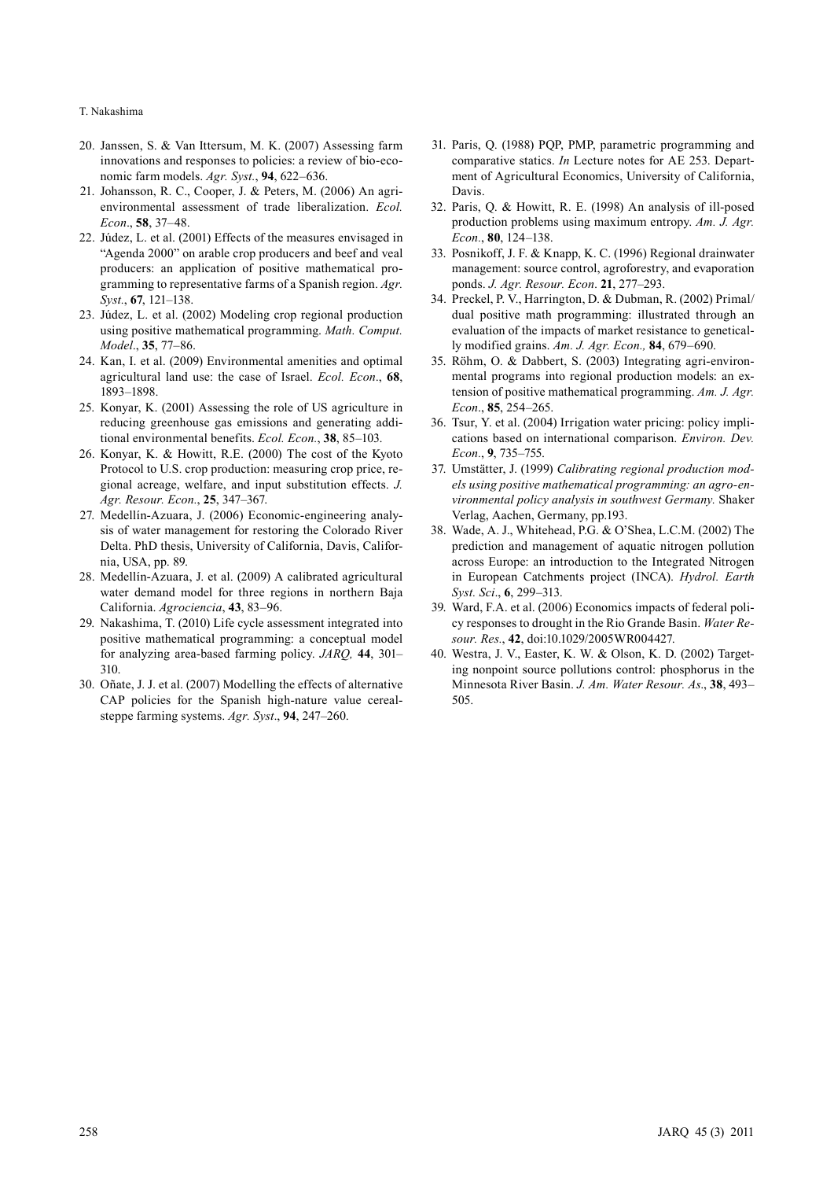20. Janssen, S. & Van Ittersum, M. K. (2007) Assessing farm innovations and responses to policies: a review of bio-economic farm models. *Agr. Syst.*, **94**, 622–636.
21. Johansson, R. C., Cooper, J. & Peters, M. (2006) An agri-environmental assessment of trade liberalization. *Ecol. Econ*., **58**, 37–48.
22. Júdez, L. et al. (2001) Effects of the measures envisaged in "Agenda 2000" on arable crop producers and beef and veal producers: an application of positive mathematical programming to representative farms of a Spanish region. *Agr. Syst*., **67**, 121–138.
23. Júdez, L. et al. (2002) Modeling crop regional production using positive mathematical programming. *Math. Comput. Model*., **35**, 77–86.
24. Kan, I. et al. (2009) Environmental amenities and optimal agricultural land use: the case of Israel. *Ecol. Econ*., **68**, 1893–1898.
25. Konyar, K. (2001) Assessing the role of US agriculture in reducing greenhouse gas emissions and generating additional environmental benefits. *Ecol. Econ.*, **38**, 85–103.
26. Konyar, K. & Howitt, R.E. (2000) The cost of the Kyoto Protocol to U.S. crop production: measuring crop price, regional acreage, welfare, and input substitution effects. *J. Agr. Resour. Econ*., **25**, 347–367.
27. Medellín-Azuara, J. (2006) Economic-engineering analysis of water management for restoring the Colorado River Delta. PhD thesis, University of California, Davis, California, USA, pp. 89.
28. Medellín-Azuara, J. et al. (2009) A calibrated agricultural water demand model for three regions in northern Baja California. *Agrociencia*, **43**, 83–96.
29. Nakashima, T. (2010) Life cycle assessment integrated into positive mathematical programming: a conceptual model for analyzing area-based farming policy. *JARQ,* **44**, 301–310.
30. Oñate, J. J. et al. (2007) Modelling the effects of alternative CAP policies for the Spanish high-nature value cereal-steppe farming systems. *Agr. Syst*., **94**, 247–260.
31. Paris, Q. (1988) PQP, PMP, parametric programming and comparative statics. *In* Lecture notes for AE 253. Department of Agricultural Economics, University of California, Davis.
32. Paris, Q. & Howitt, R. E. (1998) An analysis of ill-posed production problems using maximum entropy. *Am. J. Agr. Econ*., **80**, 124–138.
33. Posnikoff, J. F. & Knapp, K. C. (1996) Regional drainwater management: source control, agroforestry, and evaporation ponds. *J. Agr. Resour. Econ*. **21**, 277–293.
34. Preckel, P. V., Harrington, D. & Dubman, R. (2002) Primal/dual positive math programming: illustrated through an evaluation of the impacts of market resistance to genetically modified grains. *Am. J. Agr. Econ.,* **84**, 679–690.
35. Röhm, O. & Dabbert, S. (2003) Integrating agri-environmental programs into regional production models: an extension of positive mathematical programming. *Am. J. Agr. Econ*., **85**, 254–265.
36. Tsur, Y. et al. (2004) Irrigation water pricing: policy implications based on international comparison. *Environ. Dev. Econ*., **9**, 735–755.
37. Umstätter, J. (1999) *Calibrating regional production models using positive mathematical programming: an agro-environmental policy analysis in southwest Germany.* Shaker Verlag, Aachen, Germany, pp.193.
38. Wade, A. J., Whitehead, P.G. & O'Shea, L.C.M. (2002) The prediction and management of aquatic nitrogen pollution across Europe: an introduction to the Integrated Nitrogen in European Catchments project (INCA). *Hydrol. Earth Syst. Sci*., **6**, 299–313.
39. Ward, F.A. et al. (2006) Economics impacts of federal policy responses to drought in the Rio Grande Basin. *Water Resour. Res*., **42**, doi:10.1029/2005WR004427.
40. Westra, J. V., Easter, K. W. & Olson, K. D. (2002) Targeting nonpoint source pollutions control: phosphorus in the Minnesota River Basin. *J. Am. Water Resour. As*., **38**, 493–505.